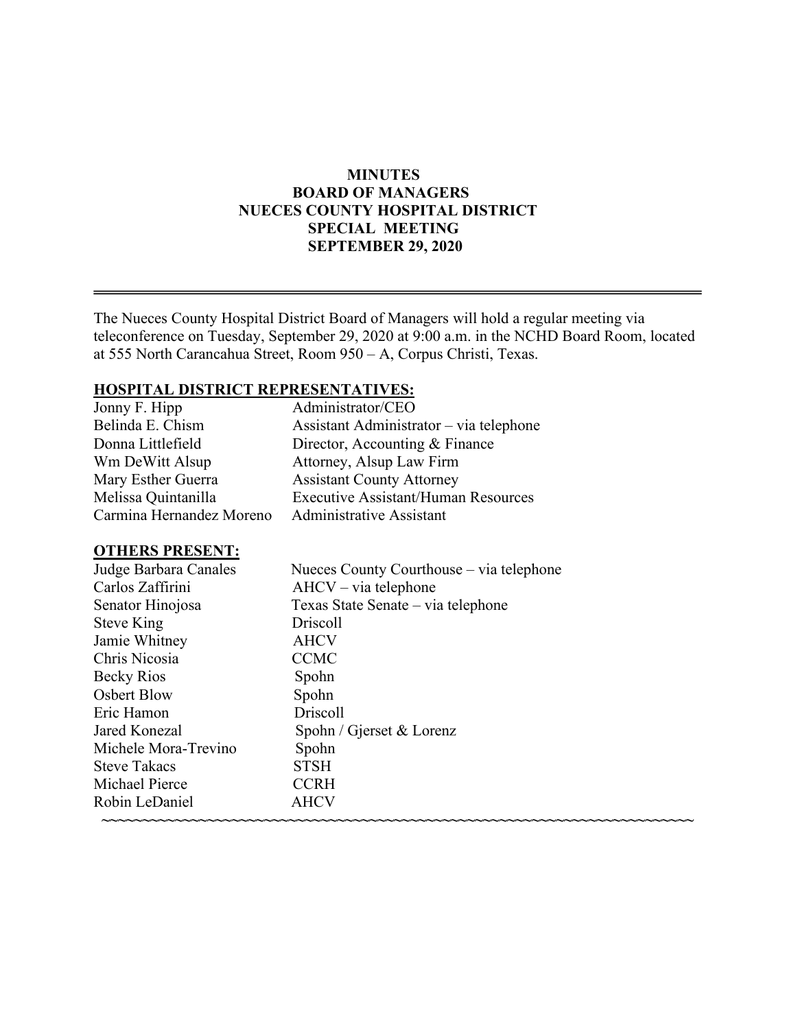# MINUTES
## BOARD OF MANAGERS
## NUECES COUNTY HOSPITAL DISTRICT
## SPECIAL MEETING
## SEPTEMBER 29, 2020

---

The Nueces County Hospital District Board of Managers will hold a regular meeting via teleconference on Tuesday, September 29, 2020 at 9:00 a.m. in the NCHD Board Room, located at 555 North Carancahua Street, Room 950 – A, Corpus Christi, Texas.

**HOSPITAL DISTRICT REPRESENTATIVES:**

| | |
|---|---|
| Jonny F. Hipp | Administrator/CEO |
| Belinda E. Chism | Assistant Administrator – via telephone |
| Donna Littlefield | Director, Accounting & Finance |
| Wm DeWitt Alsup | Attorney, Alsup Law Firm |
| Mary Esther Guerra | Assistant County Attorney |
| Melissa Quintanilla | Executive Assistant/Human Resources |
| Carmina Hernandez Moreno | Administrative Assistant |

**OTHERS PRESENT:**

| | |
|---|---|
| Judge Barbara Canales | Nueces County Courthouse – via telephone |
| Carlos Zaffirini | AHCV – via telephone |
| Senator Hinojosa | Texas State Senate – via telephone |
| Steve King | Driscoll |
| Jamie Whitney | AHCV |
| Chris Nicosia | CCMC |
| Becky Rios | Spohn |
| Osbert Blow | Spohn |
| Eric Hamon | Driscoll |
| Jared Konezal | Spohn / Gjerset & Lorenz |
| Michele Mora-Trevino | Spohn |
| Steve Takacs | STSH |
| Michael Pierce | CCRH |
| Robin LeDaniel | AHCV |

~~~~~~~~~~~~~~~~~~~~~~~~~~~~~~~~~~~~~~~~~~~~~~~~~~~~~~~~~~~~~~~~~~~~~~~~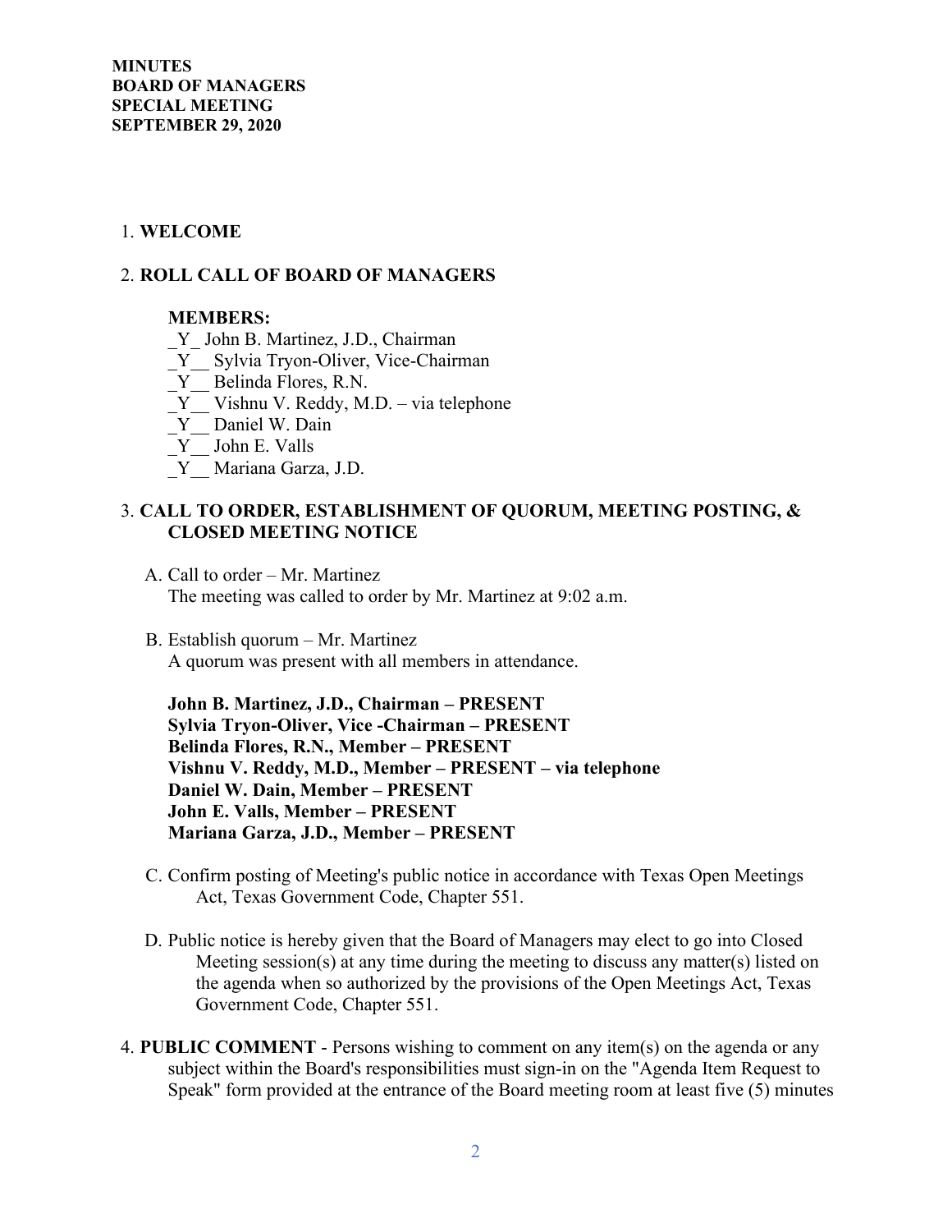**MINUTES**
**BOARD OF MANAGERS**
**SPECIAL MEETING**
**SEPTEMBER 29, 2020**

1. **WELCOME**

2. **ROLL CALL OF BOARD OF MANAGERS**

   **MEMBERS:**

   _Y_ John B. Martinez, J.D., Chairman
   _Y__ Sylvia Tryon-Oliver, Vice-Chairman
   _Y__ Belinda Flores, R.N.
   _Y__ Vishnu V. Reddy, M.D. – via telephone
   _Y__ Daniel W. Dain
   _Y__ John E. Valls
   _Y__ Mariana Garza, J.D.

3. **CALL TO ORDER, ESTABLISHMENT OF QUORUM, MEETING POSTING, & CLOSED MEETING NOTICE**

   A. Call to order – Mr. Martinez
   The meeting was called to order by Mr. Martinez at 9:02 a.m.

   B. Establish quorum – Mr. Martinez
   A quorum was present with all members in attendance.

   **John B. Martinez, J.D., Chairman – PRESENT**
   **Sylvia Tryon-Oliver, Vice -Chairman – PRESENT**
   **Belinda Flores, R.N., Member – PRESENT**
   **Vishnu V. Reddy, M.D., Member – PRESENT – via telephone**
   **Daniel W. Dain, Member – PRESENT**
   **John E. Valls, Member – PRESENT**
   **Mariana Garza, J.D., Member – PRESENT**

   C. Confirm posting of Meeting's public notice in accordance with Texas Open Meetings Act, Texas Government Code, Chapter 551.

   D. Public notice is hereby given that the Board of Managers may elect to go into Closed Meeting session(s) at any time during the meeting to discuss any matter(s) listed on the agenda when so authorized by the provisions of the Open Meetings Act, Texas Government Code, Chapter 551.

4. **PUBLIC COMMENT** - Persons wishing to comment on any item(s) on the agenda or any subject within the Board's responsibilities must sign-in on the "Agenda Item Request to Speak" form provided at the entrance of the Board meeting room at least five (5) minutes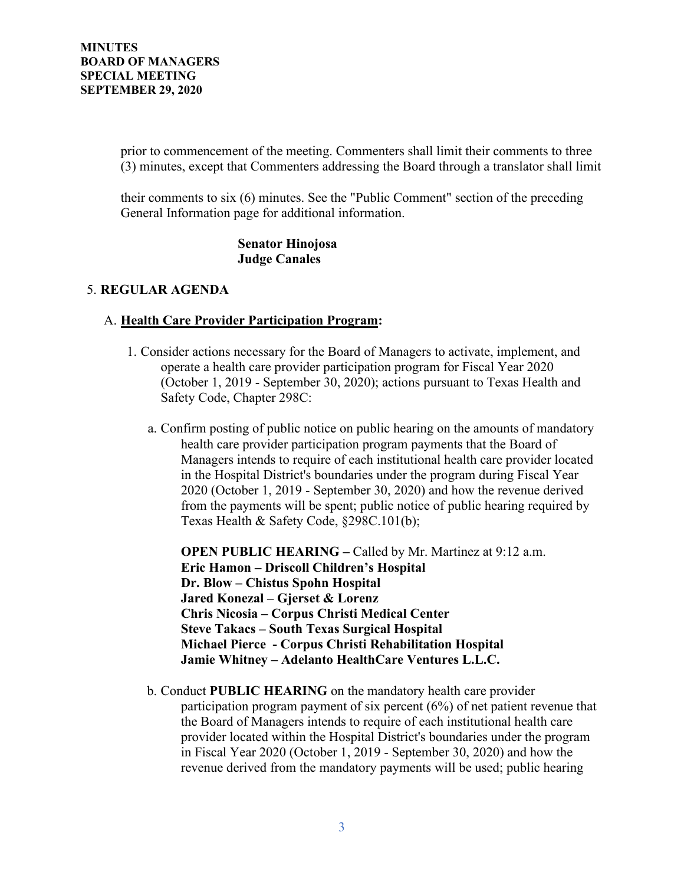prior to commencement of the meeting. Commenters shall limit their comments to three (3) minutes, except that Commenters addressing the Board through a translator shall limit

their comments to six (6) minutes. See the "Public Comment" section of the preceding General Information page for additional information.

**Senator Hinojosa**
**Judge Canales**

5. **REGULAR AGENDA**

A. **Health Care Provider Participation Program:**

1. Consider actions necessary for the Board of Managers to activate, implement, and operate a health care provider participation program for Fiscal Year 2020 (October 1, 2019 - September 30, 2020); actions pursuant to Texas Health and Safety Code, Chapter 298C:

   a. Confirm posting of public notice on public hearing on the amounts of mandatory health care provider participation program payments that the Board of Managers intends to require of each institutional health care provider located in the Hospital District's boundaries under the program during Fiscal Year 2020 (October 1, 2019 - September 30, 2020) and how the revenue derived from the payments will be spent; public notice of public hearing required by Texas Health & Safety Code, §298C.101(b);

   **OPEN PUBLIC HEARING –** Called by Mr. Martinez at 9:12 a.m.
   **Eric Hamon – Driscoll Children's Hospital**
   **Dr. Blow – Chistus Spohn Hospital**
   **Jared Konezal – Gjerset & Lorenz**
   **Chris Nicosia – Corpus Christi Medical Center**
   **Steve Takacs – South Texas Surgical Hospital**
   **Michael Pierce - Corpus Christi Rehabilitation Hospital**
   **Jamie Whitney – Adelanto HealthCare Ventures L.L.C.**

   b. Conduct **PUBLIC HEARING** on the mandatory health care provider participation program payment of six percent (6%) of net patient revenue that the Board of Managers intends to require of each institutional health care provider located within the Hospital District's boundaries under the program in Fiscal Year 2020 (October 1, 2019 - September 30, 2020) and how the revenue derived from the mandatory payments will be used; public hearing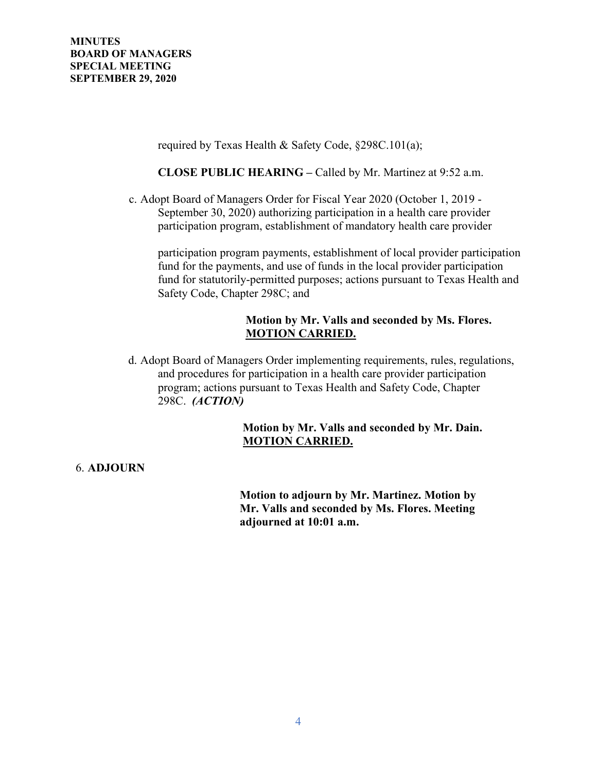required by Texas Health & Safety Code, §298C.101(a);

**CLOSE PUBLIC HEARING –** Called by Mr. Martinez at 9:52 a.m.

c. Adopt Board of Managers Order for Fiscal Year 2020 (October 1, 2019 - September 30, 2020) authorizing participation in a health care provider participation program, establishment of mandatory health care provider participation program payments, establishment of local provider participation fund for the payments, and use of funds in the local provider participation fund for statutorily-permitted purposes; actions pursuant to Texas Health and Safety Code, Chapter 298C; and

**Motion by Mr. Valls and seconded by Ms. Flores.**
**MOTION CARRIED.**

d. Adopt Board of Managers Order implementing requirements, rules, regulations, and procedures for participation in a health care provider participation program; actions pursuant to Texas Health and Safety Code, Chapter 298C. ***(ACTION)***

**Motion by Mr. Valls and seconded by Mr. Dain.**
**MOTION CARRIED.**

6. **ADJOURN**

**Motion to adjourn by Mr. Martinez. Motion by Mr. Valls and seconded by Ms. Flores. Meeting adjourned at 10:01 a.m.**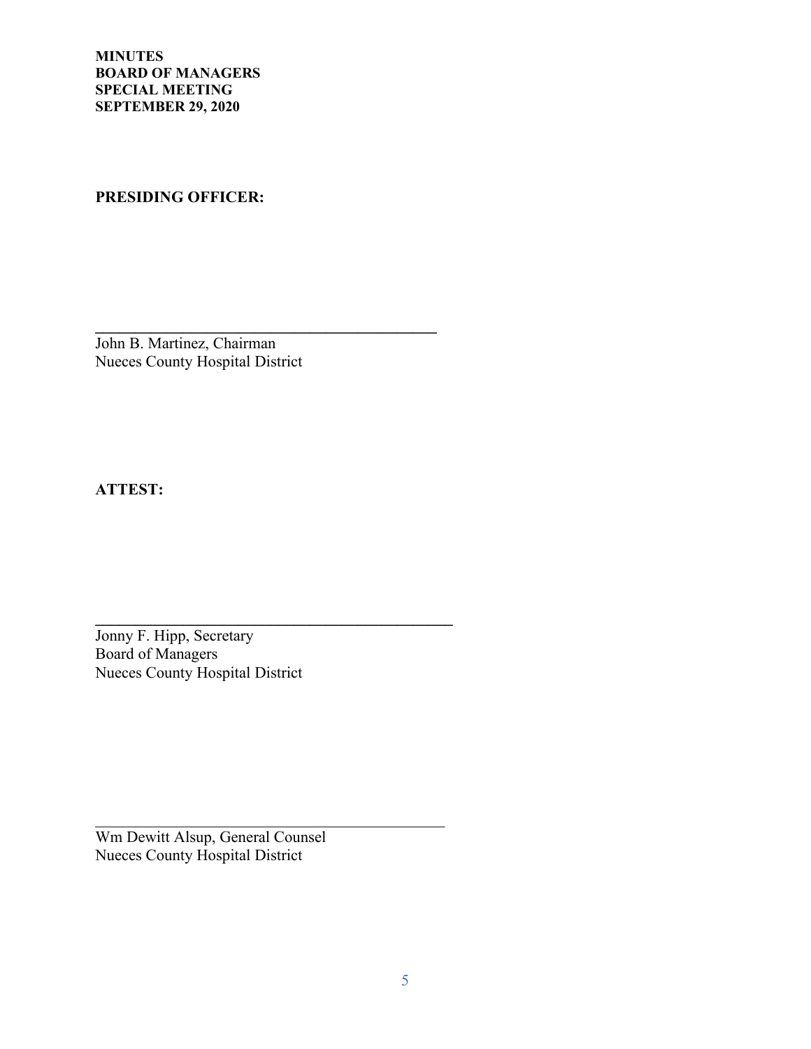**MINUTES**
**BOARD OF MANAGERS**
**SPECIAL MEETING**
**SEPTEMBER 29, 2020**

**PRESIDING OFFICER:**

\_\_\_\_\_\_\_\_\_\_\_\_\_\_\_\_\_\_\_\_\_\_\_\_\_\_\_\_\_\_\_\_\_\_\_\_\_\_\_\_\_\_\_\_

John B. Martinez, Chairman
Nueces County Hospital District

**ATTEST:**

\_\_\_\_\_\_\_\_\_\_\_\_\_\_\_\_\_\_\_\_\_\_\_\_\_\_\_\_\_\_\_\_\_\_\_\_\_\_\_\_\_\_\_\_

Jonny F. Hipp, Secretary
Board of Managers
Nueces County Hospital District

\_\_\_\_\_\_\_\_\_\_\_\_\_\_\_\_\_\_\_\_\_\_\_\_\_\_\_\_\_\_\_\_\_\_\_\_\_\_\_\_\_\_\_\_

Wm Dewitt Alsup, General Counsel
Nueces County Hospital District